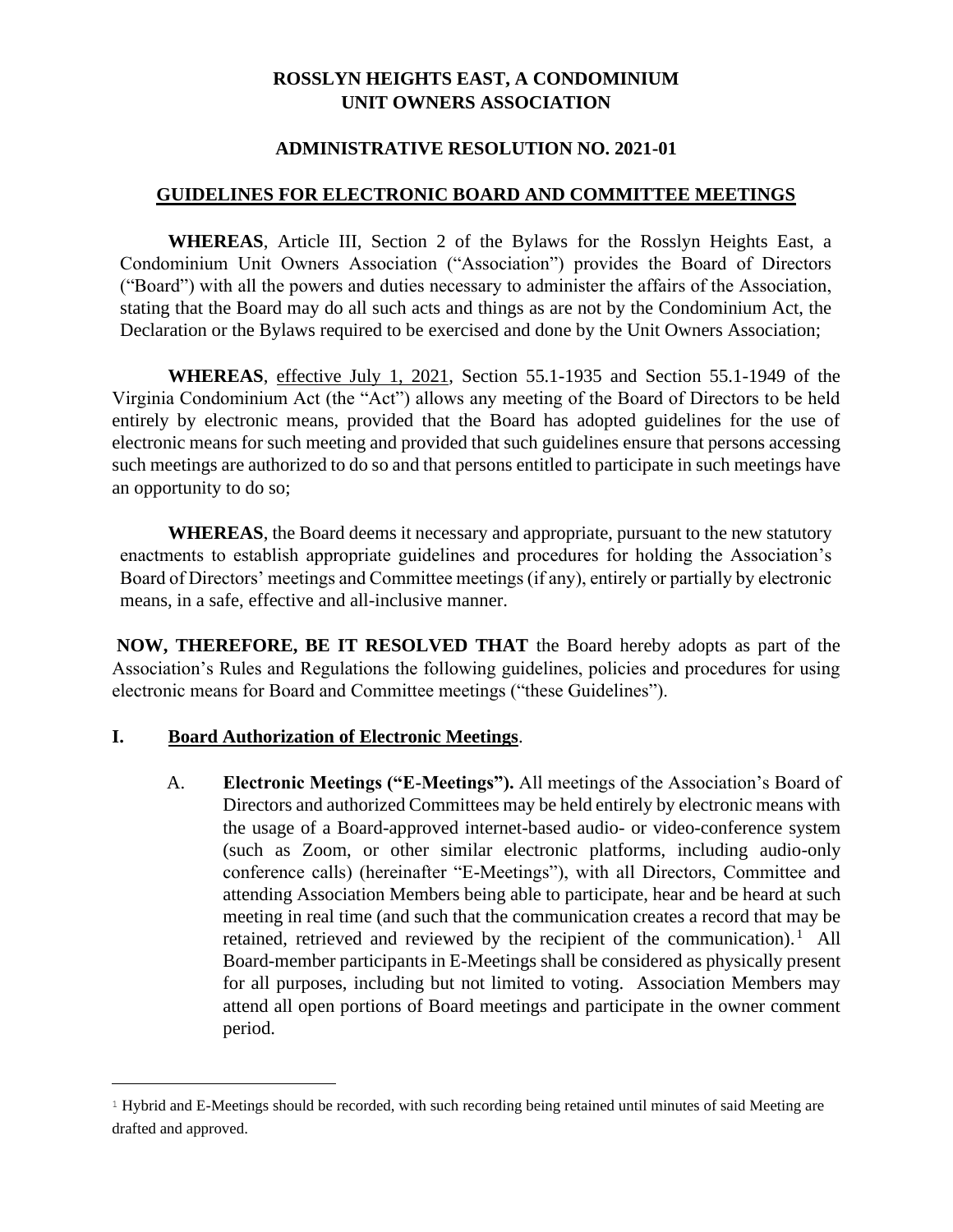# ROSSLYN HEIGHTS EAST, A CONDOMINIUM UNIT OWNERS ASSOCIATION

## ADMINISTRATIVE RESOLUTION NO. 2021-01

## GUIDELINES FOR ELECTRONIC BOARD AND COMMITTEE MEETINGS

**WHEREAS**, Article III, Section 2 of the Bylaws for the Rosslyn Heights East, a Condominium Unit Owners Association ("Association") provides the Board of Directors ("Board") with all the powers and duties necessary to administer the affairs of the Association, stating that the Board may do all such acts and things as are not by the Condominium Act, the Declaration or the Bylaws required to be exercised and done by the Unit Owners Association;

**WHEREAS**, effective July 1, 2021, Section 55.1-1935 and Section 55.1-1949 of the Virginia Condominium Act (the "Act") allows any meeting of the Board of Directors to be held entirely by electronic means, provided that the Board has adopted guidelines for the use of electronic means for such meeting and provided that such guidelines ensure that persons accessing such meetings are authorized to do so and that persons entitled to participate in such meetings have an opportunity to do so;

**WHEREAS**, the Board deems it necessary and appropriate, pursuant to the new statutory enactments to establish appropriate guidelines and procedures for holding the Association's Board of Directors' meetings and Committee meetings (if any), entirely or partially by electronic means, in a safe, effective and all-inclusive manner.

**NOW, THEREFORE, BE IT RESOLVED THAT** the Board hereby adopts as part of the Association's Rules and Regulations the following guidelines, policies and procedures for using electronic means for Board and Committee meetings ("these Guidelines").

## I. Board Authorization of Electronic Meetings.

A. **Electronic Meetings ("E-Meetings").** All meetings of the Association's Board of Directors and authorized Committees may be held entirely by electronic means with the usage of a Board-approved internet-based audio- or video-conference system (such as Zoom, or other similar electronic platforms, including audio-only conference calls) (hereinafter "E-Meetings"), with all Directors, Committee and attending Association Members being able to participate, hear and be heard at such meeting in real time (and such that the communication creates a record that may be retained, retrieved and reviewed by the recipient of the communication).[1] All Board-member participants in E-Meetings shall be considered as physically present for all purposes, including but not limited to voting. Association Members may attend all open portions of Board meetings and participate in the owner comment period.

---

[1] Hybrid and E-Meetings should be recorded, with such recording being retained until minutes of said Meeting are drafted and approved.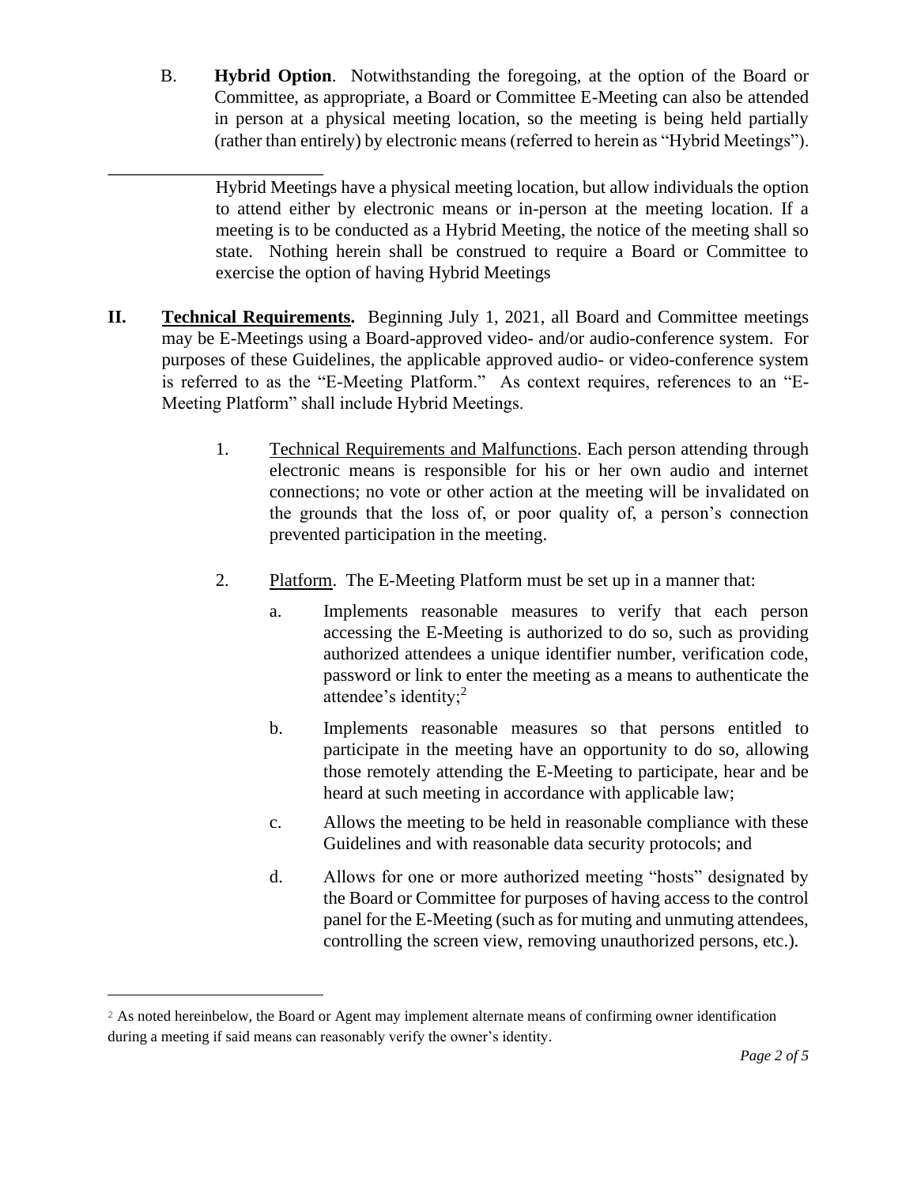B. **Hybrid Option**. Notwithstanding the foregoing, at the option of the Board or Committee, as appropriate, a Board or Committee E-Meeting can also be attended in person at a physical meeting location, so the meeting is being held partially (rather than entirely) by electronic means (referred to herein as "Hybrid Meetings").

Hybrid Meetings have a physical meeting location, but allow individuals the option to attend either by electronic means or in-person at the meeting location. If a meeting is to be conducted as a Hybrid Meeting, the notice of the meeting shall so state. Nothing herein shall be construed to require a Board or Committee to exercise the option of having Hybrid Meetings

**II. Technical Requirements.** Beginning July 1, 2021, all Board and Committee meetings may be E-Meetings using a Board-approved video- and/or audio-conference system. For purposes of these Guidelines, the applicable approved audio- or video-conference system is referred to as the "E-Meeting Platform." As context requires, references to an "E-Meeting Platform" shall include Hybrid Meetings.

1. Technical Requirements and Malfunctions. Each person attending through electronic means is responsible for his or her own audio and internet connections; no vote or other action at the meeting will be invalidated on the grounds that the loss of, or poor quality of, a person's connection prevented participation in the meeting.

2. Platform. The E-Meeting Platform must be set up in a manner that:

   a. Implements reasonable measures to verify that each person accessing the E-Meeting is authorized to do so, such as providing authorized attendees a unique identifier number, verification code, password or link to enter the meeting as a means to authenticate the attendee's identity;[2]

   b. Implements reasonable measures so that persons entitled to participate in the meeting have an opportunity to do so, allowing those remotely attending the E-Meeting to participate, hear and be heard at such meeting in accordance with applicable law;

   c. Allows the meeting to be held in reasonable compliance with these Guidelines and with reasonable data security protocols; and

   d. Allows for one or more authorized meeting "hosts" designated by the Board or Committee for purposes of having access to the control panel for the E-Meeting (such as for muting and unmuting attendees, controlling the screen view, removing unauthorized persons, etc.).

---

[2] As noted hereinbelow, the Board or Agent may implement alternate means of confirming owner identification during a meeting if said means can reasonably verify the owner's identity.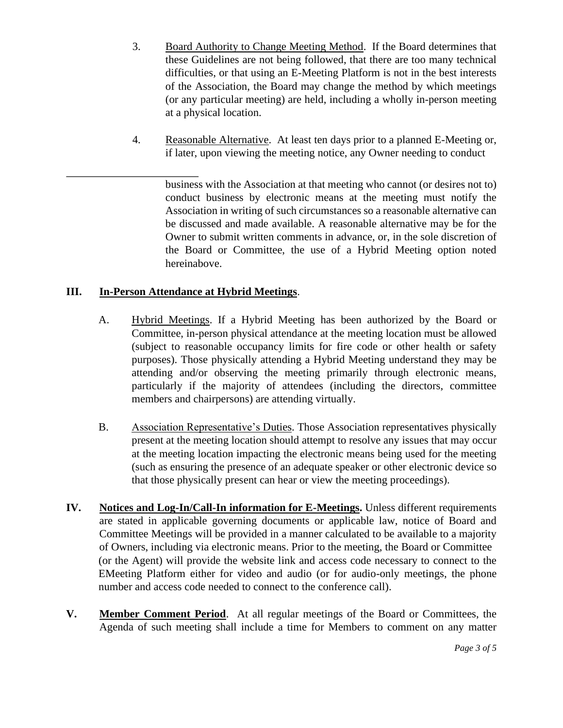3. Board Authority to Change Meeting Method. If the Board determines that these Guidelines are not being followed, that there are too many technical difficulties, or that using an E-Meeting Platform is not in the best interests of the Association, the Board may change the method by which meetings (or any particular meeting) are held, including a wholly in-person meeting at a physical location.

4. Reasonable Alternative. At least ten days prior to a planned E-Meeting or, if later, upon viewing the meeting notice, any Owner needing to conduct business with the Association at that meeting who cannot (or desires not to) conduct business by electronic means at the meeting must notify the Association in writing of such circumstances so a reasonable alternative can be discussed and made available. A reasonable alternative may be for the Owner to submit written comments in advance, or, in the sole discretion of the Board or Committee, the use of a Hybrid Meeting option noted hereinabove.

## III. In-Person Attendance at Hybrid Meetings.

A. Hybrid Meetings. If a Hybrid Meeting has been authorized by the Board or Committee, in-person physical attendance at the meeting location must be allowed (subject to reasonable occupancy limits for fire code or other health or safety purposes). Those physically attending a Hybrid Meeting understand they may be attending and/or observing the meeting primarily through electronic means, particularly if the majority of attendees (including the directors, committee members and chairpersons) are attending virtually.

B. Association Representative's Duties. Those Association representatives physically present at the meeting location should attempt to resolve any issues that may occur at the meeting location impacting the electronic means being used for the meeting (such as ensuring the presence of an adequate speaker or other electronic device so that those physically present can hear or view the meeting proceedings).

## IV. Notices and Log-In/Call-In information for E-Meetings.

Unless different requirements are stated in applicable governing documents or applicable law, notice of Board and Committee Meetings will be provided in a manner calculated to be available to a majority of Owners, including via electronic means. Prior to the meeting, the Board or Committee (or the Agent) will provide the website link and access code necessary to connect to the EMeeting Platform either for video and audio (or for audio-only meetings, the phone number and access code needed to connect to the conference call).

## V. Member Comment Period.

At all regular meetings of the Board or Committees, the Agenda of such meeting shall include a time for Members to comment on any matter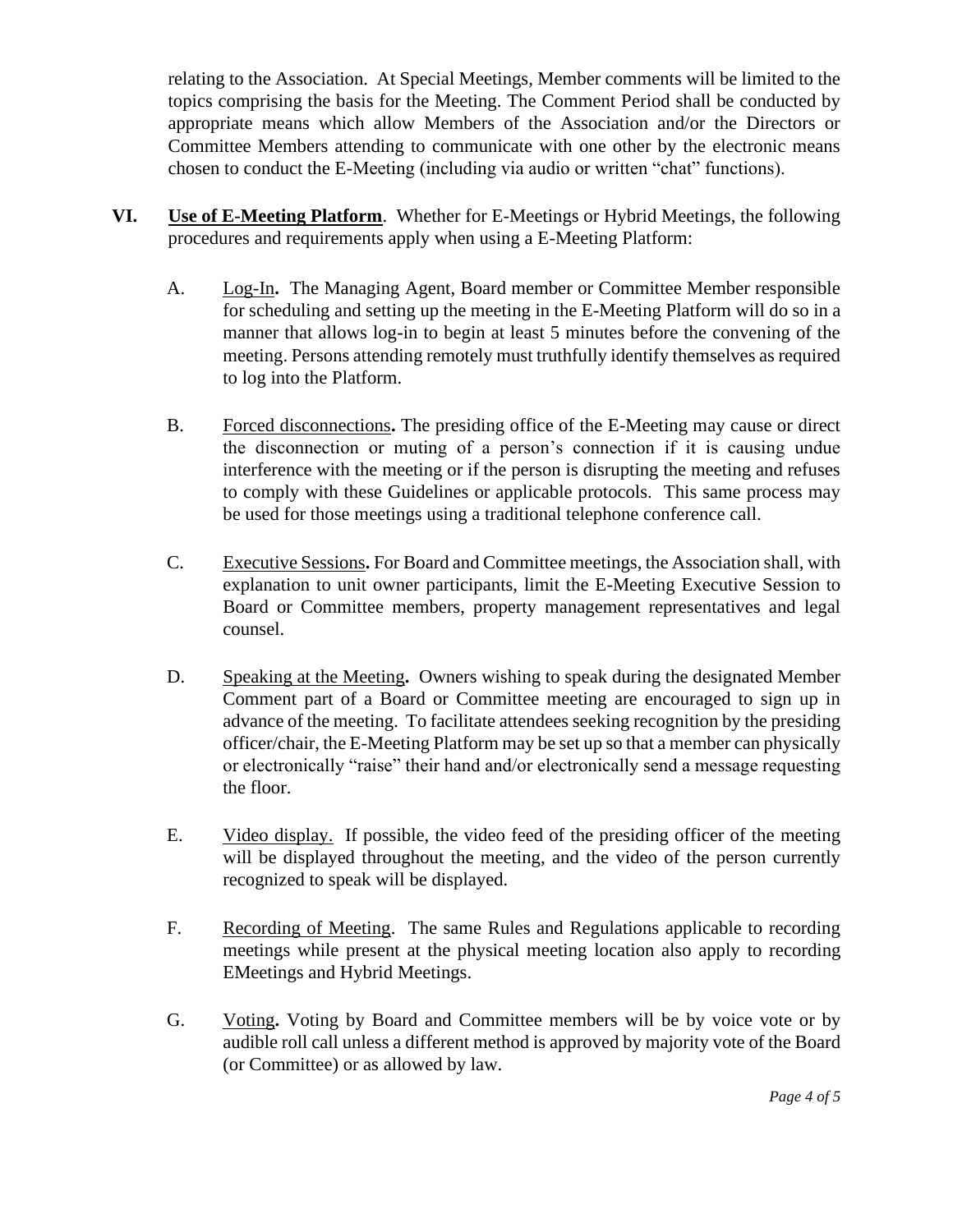relating to the Association. At Special Meetings, Member comments will be limited to the topics comprising the basis for the Meeting. The Comment Period shall be conducted by appropriate means which allow Members of the Association and/or the Directors or Committee Members attending to communicate with one other by the electronic means chosen to conduct the E-Meeting (including via audio or written "chat" functions).

**VI. Use of E-Meeting Platform**. Whether for E-Meetings or Hybrid Meetings, the following procedures and requirements apply when using a E-Meeting Platform:

A. Log-In**.** The Managing Agent, Board member or Committee Member responsible for scheduling and setting up the meeting in the E-Meeting Platform will do so in a manner that allows log-in to begin at least 5 minutes before the convening of the meeting. Persons attending remotely must truthfully identify themselves as required to log into the Platform.

B. Forced disconnections**.** The presiding office of the E-Meeting may cause or direct the disconnection or muting of a person's connection if it is causing undue interference with the meeting or if the person is disrupting the meeting and refuses to comply with these Guidelines or applicable protocols. This same process may be used for those meetings using a traditional telephone conference call.

C. Executive Sessions**.** For Board and Committee meetings, the Association shall, with explanation to unit owner participants, limit the E-Meeting Executive Session to Board or Committee members, property management representatives and legal counsel.

D. Speaking at the Meeting**.** Owners wishing to speak during the designated Member Comment part of a Board or Committee meeting are encouraged to sign up in advance of the meeting. To facilitate attendees seeking recognition by the presiding officer/chair, the E-Meeting Platform may be set up so that a member can physically or electronically "raise" their hand and/or electronically send a message requesting the floor.

E. Video display. If possible, the video feed of the presiding officer of the meeting will be displayed throughout the meeting, and the video of the person currently recognized to speak will be displayed.

F. Recording of Meeting. The same Rules and Regulations applicable to recording meetings while present at the physical meeting location also apply to recording EMeetings and Hybrid Meetings.

G. Voting**.** Voting by Board and Committee members will be by voice vote or by audible roll call unless a different method is approved by majority vote of the Board (or Committee) or as allowed by law.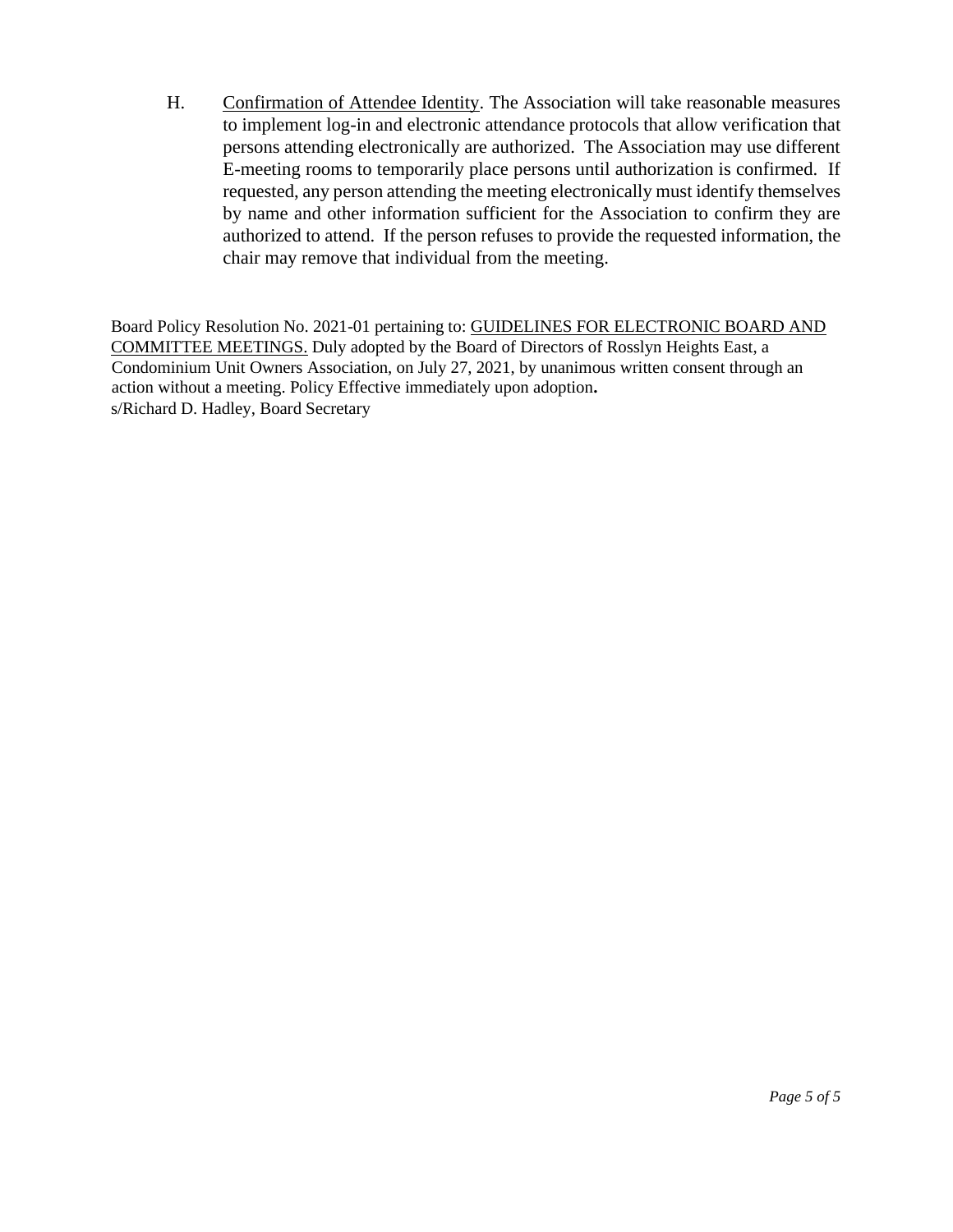H. <u>Confirmation of Attendee Identity</u>. The Association will take reasonable measures to implement log-in and electronic attendance protocols that allow verification that persons attending electronically are authorized. The Association may use different E-meeting rooms to temporarily place persons until authorization is confirmed. If requested, any person attending the meeting electronically must identify themselves by name and other information sufficient for the Association to confirm they are authorized to attend. If the person refuses to provide the requested information, the chair may remove that individual from the meeting.

Board Policy Resolution No. 2021-01 pertaining to: <u>GUIDELINES FOR ELECTRONIC BOARD AND COMMITTEE MEETINGS.</u> Duly adopted by the Board of Directors of Rosslyn Heights East, a Condominium Unit Owners Association, on July 27, 2021, by unanimous written consent through an action without a meeting. Policy Effective immediately upon adoption**.**
s/Richard D. Hadley, Board Secretary